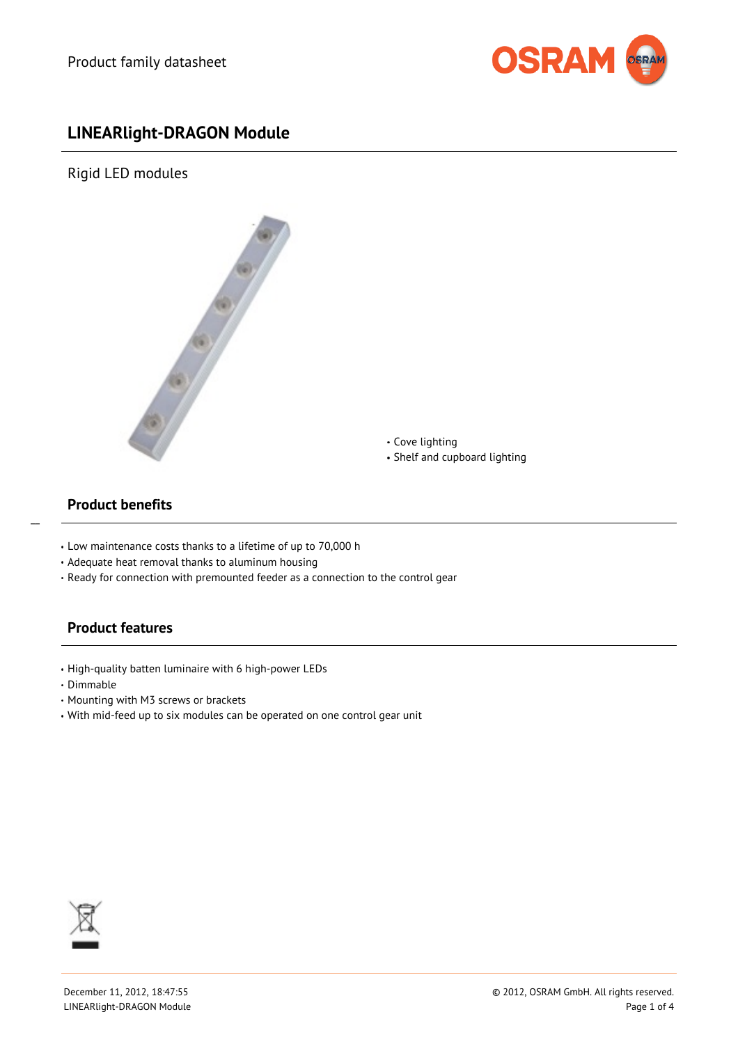Product family datasheet

# LINEARlight-DRAGON Module

Rigid LED modules

- Cove lighting
- Shelf and cupboard lighting

## Product benefits

- Low maintenance costs thanks to a lifetime of up to 70,000 h
- Adequate heat removal thanks to aluminum housing
- Ready for connection with premounted feeder as a connection to the control gear

## Product features

- High-quality batten luminaire with 6 high-power LEDs
- Dimmable
- Mounting with M3 screws or brackets
- With mid-feed up to six modules can be operated on one control gear unit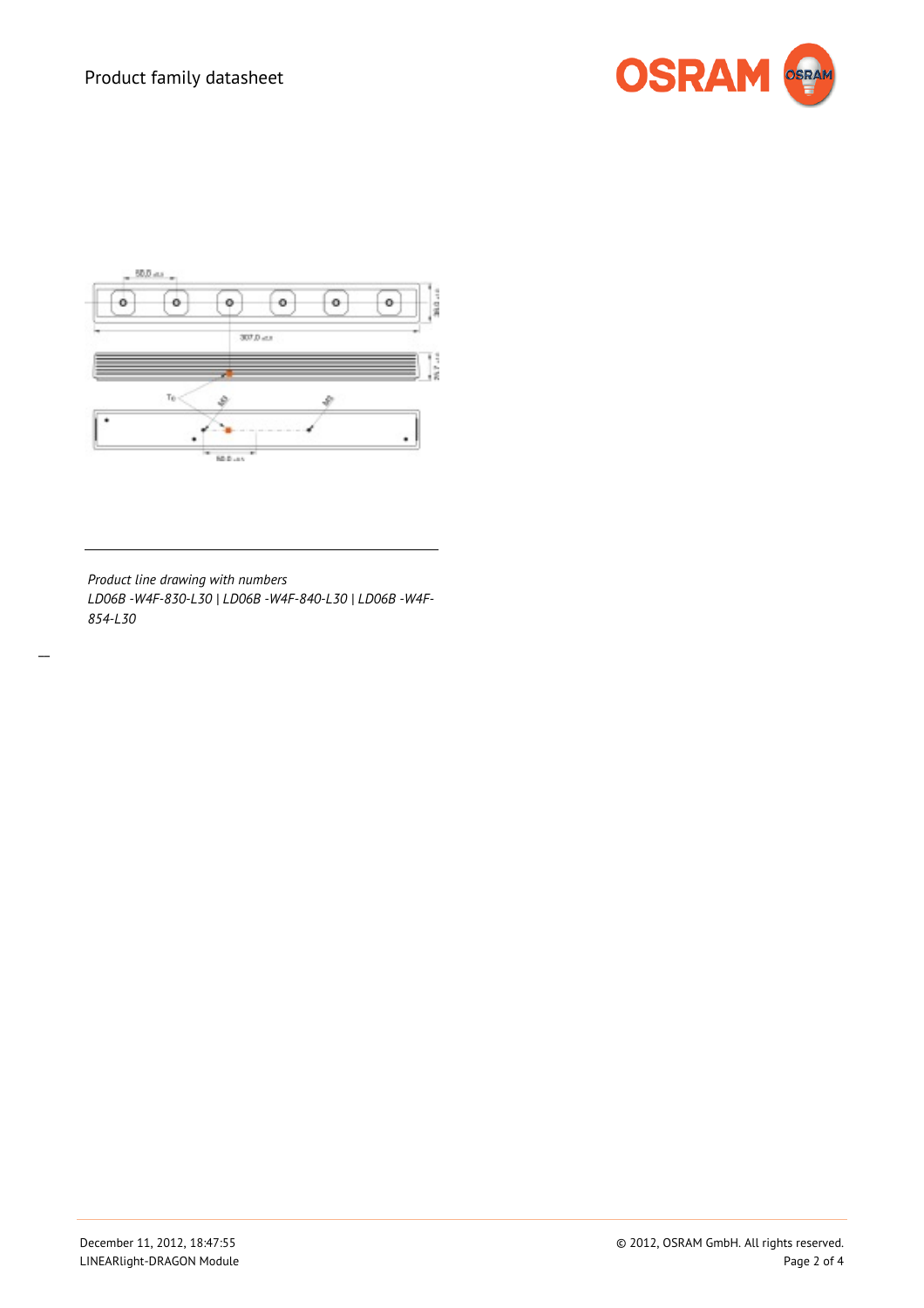*Product line drawing with numbers*
*LD06B -W4F-830-L30 | LD06B -W4F-840-L30 | LD06B -W4F-854-L30*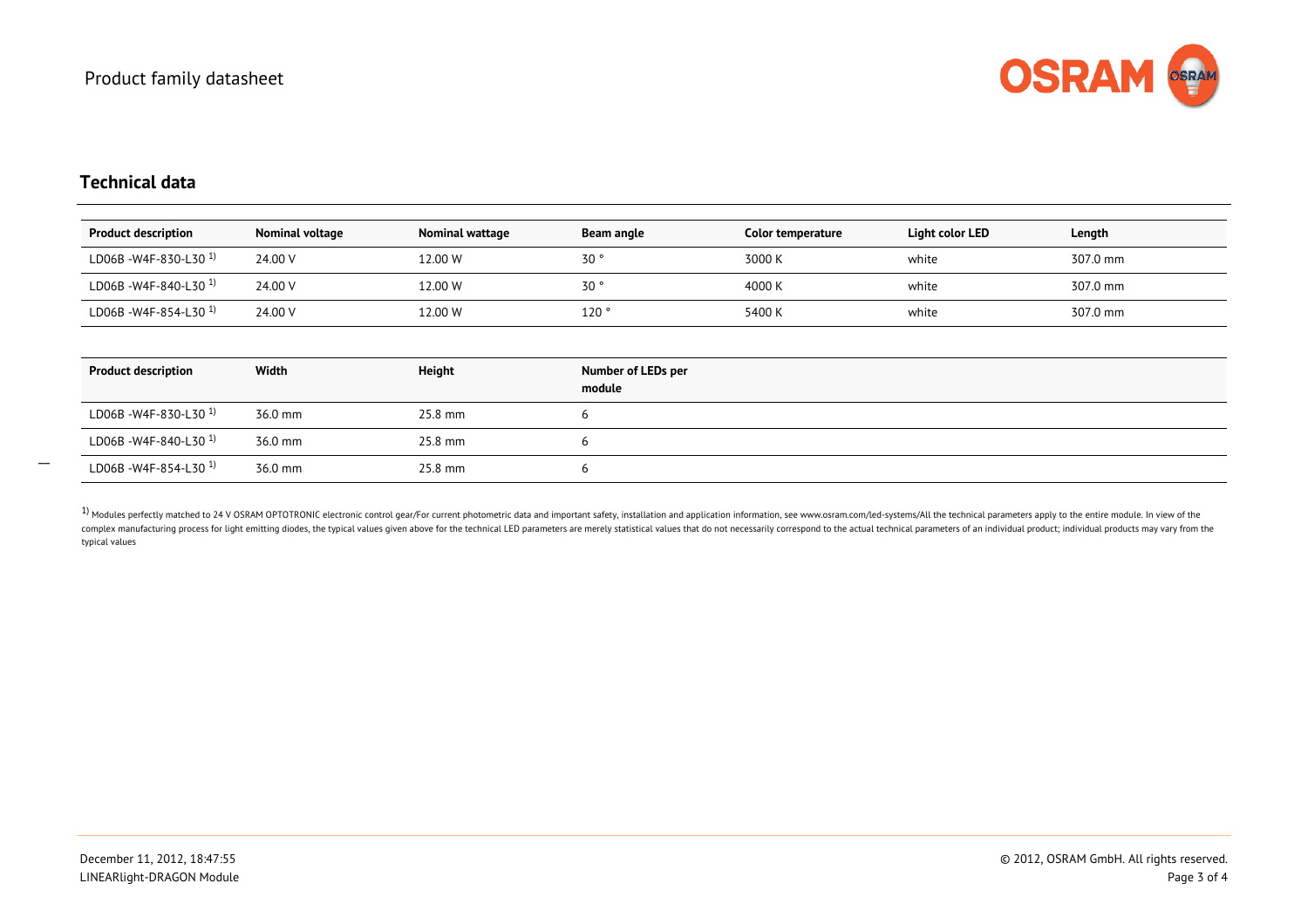## Technical data

| Product description | Nominal voltage | Nominal wattage | Beam angle | Color temperature | Light color LED | Length |
|---|---|---|---|---|---|---|
| LD06B -W4F-830-L30 [1] | 24.00 V | 12.00 W | 30 ° | 3000 K | white | 307.0 mm |
| LD06B -W4F-840-L30 [1] | 24.00 V | 12.00 W | 30 ° | 4000 K | white | 307.0 mm |
| LD06B -W4F-854-L30 [1] | 24.00 V | 12.00 W | 120 ° | 5400 K | white | 307.0 mm |

| Product description | Width | Height | Number of LEDs per module |
|---|---|---|---|
| LD06B -W4F-830-L30 [1] | 36.0 mm | 25.8 mm | 6 |
| LD06B -W4F-840-L30 [1] | 36.0 mm | 25.8 mm | 6 |
| LD06B -W4F-854-L30 [1] | 36.0 mm | 25.8 mm | 6 |

[1] Modules perfectly matched to 24 V OSRAM OPTOTRONIC electronic control gear/For current photometric data and important safety, installation and application information, see www.osram.com/led-systems/All the technical parameters apply to the entire module. In view of the complex manufacturing process for light emitting diodes, the typical values given above for the technical LED parameters are merely statistical values that do not necessarily correspond to the actual technical parameters of an individual product; individual products may vary from the typical values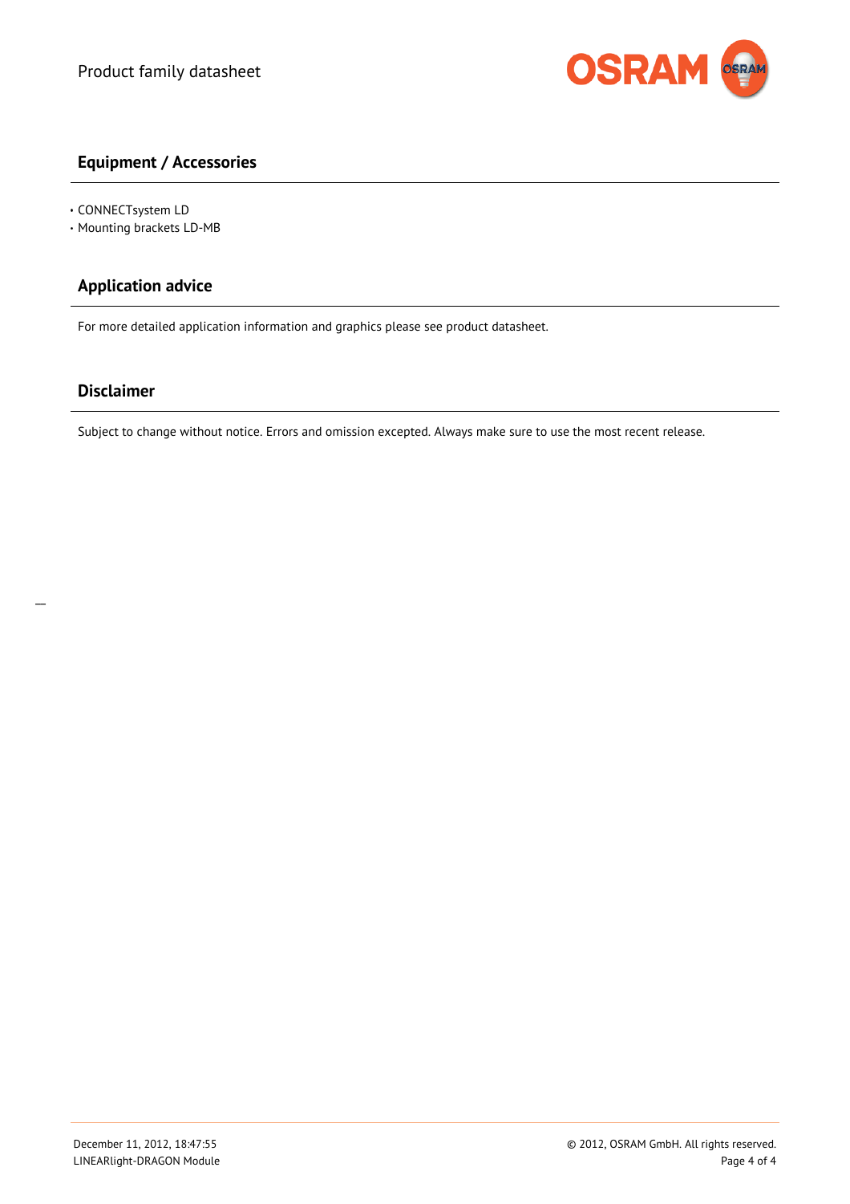## Equipment / Accessories

- CONNECTsystem LD
- Mounting brackets LD-MB

## Application advice

For more detailed application information and graphics please see product datasheet.

## Disclaimer

Subject to change without notice. Errors and omission excepted. Always make sure to use the most recent release.